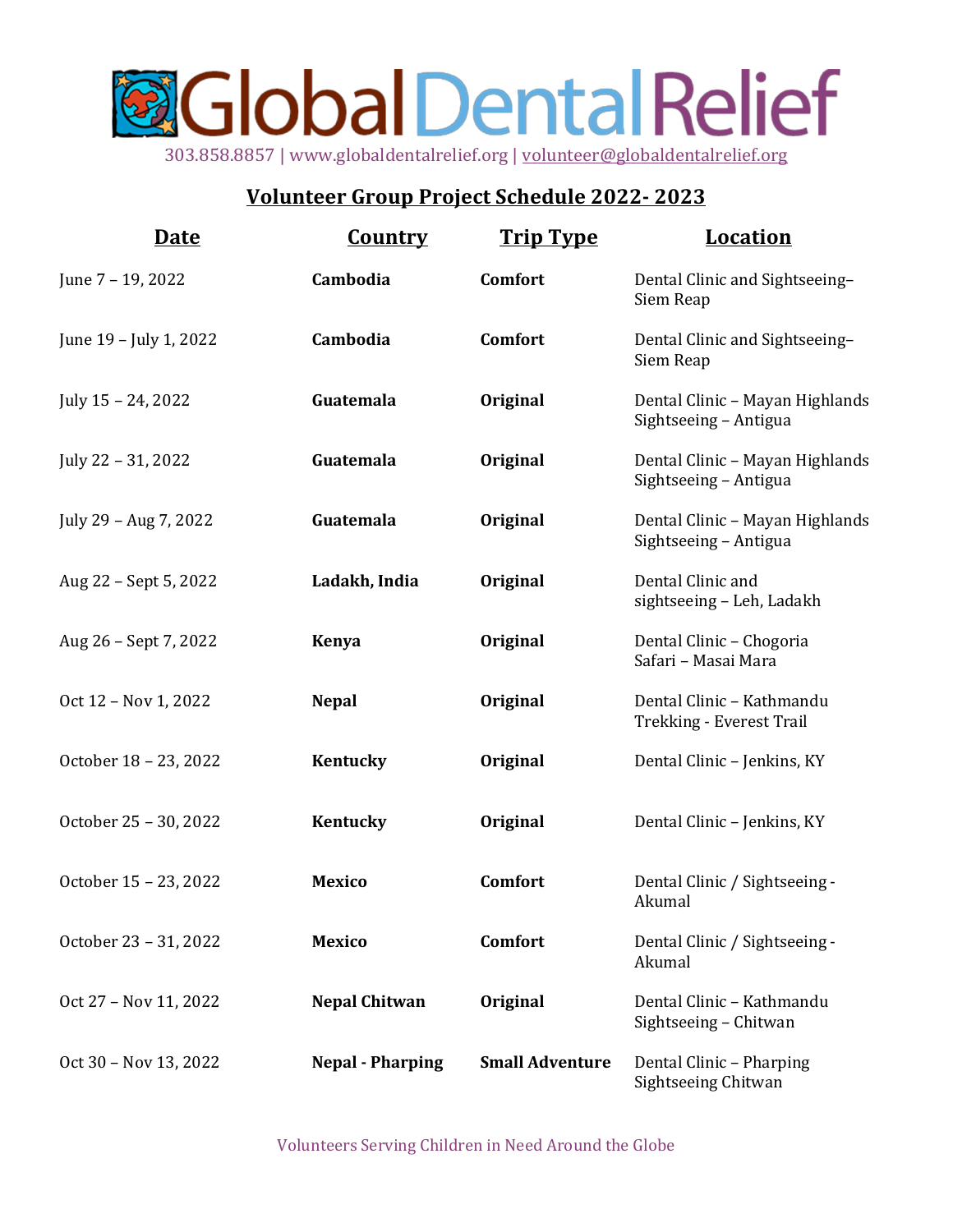# Global Dental Relief

303.858.8857 | www.globaldentalrelief.org | volunteer@globaldentalrelief.org

## Volunteer Group Project Schedule 2022- 2023

| Date | Country | Trip Type | Location |
|---|---|---|---|
| June 7 – 19, 2022 | **Cambodia** | **Comfort** | Dental Clinic and Sightseeing– Siem Reap |
| June 19 – July 1, 2022 | **Cambodia** | **Comfort** | Dental Clinic and Sightseeing– Siem Reap |
| July 15 – 24, 2022 | **Guatemala** | **Original** | Dental Clinic – Mayan Highlands Sightseeing – Antigua |
| July 22 – 31, 2022 | **Guatemala** | **Original** | Dental Clinic – Mayan Highlands Sightseeing – Antigua |
| July 29 – Aug 7, 2022 | **Guatemala** | **Original** | Dental Clinic – Mayan Highlands Sightseeing – Antigua |
| Aug 22 – Sept 5, 2022 | **Ladakh, India** | **Original** | Dental Clinic and sightseeing – Leh, Ladakh |
| Aug 26 – Sept 7, 2022 | **Kenya** | **Original** | Dental Clinic – Chogoria Safari – Masai Mara |
| Oct 12 – Nov 1, 2022 | **Nepal** | **Original** | Dental Clinic – Kathmandu Trekking - Everest Trail |
| October 18 – 23, 2022 | **Kentucky** | **Original** | Dental Clinic – Jenkins, KY |
| October 25 – 30, 2022 | **Kentucky** | **Original** | Dental Clinic – Jenkins, KY |
| October 15 – 23, 2022 | **Mexico** | **Comfort** | Dental Clinic / Sightseeing - Akumal |
| October 23 – 31, 2022 | **Mexico** | **Comfort** | Dental Clinic / Sightseeing - Akumal |
| Oct 27 – Nov 11, 2022 | **Nepal Chitwan** | **Original** | Dental Clinic – Kathmandu Sightseeing – Chitwan |
| Oct 30 – Nov 13, 2022 | **Nepal - Pharping** | **Small Adventure** | Dental Clinic – Pharping Sightseeing Chitwan |

Volunteers Serving Children in Need Around the Globe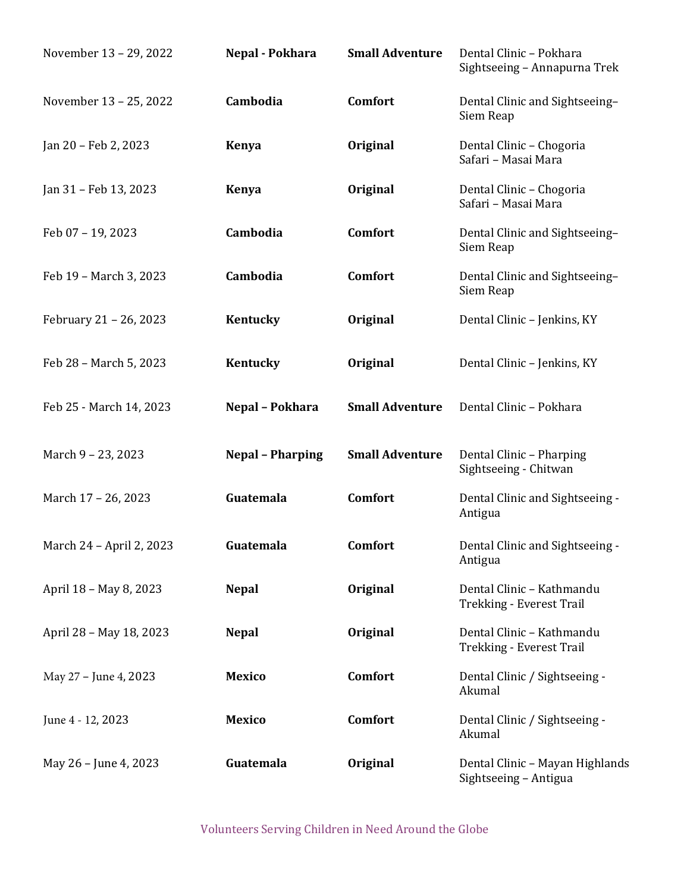| | | | |
|---|---|---|---|
| November 13 – 29, 2022 | **Nepal - Pokhara** | **Small Adventure** | Dental Clinic – Pokhara<br>Sightseeing – Annapurna Trek |
| November 13 – 25, 2022 | **Cambodia** | **Comfort** | Dental Clinic and Sightseeing–Siem Reap |
| Jan 20 – Feb 2, 2023 | **Kenya** | **Original** | Dental Clinic – Chogoria<br>Safari – Masai Mara |
| Jan 31 – Feb 13, 2023 | **Kenya** | **Original** | Dental Clinic – Chogoria<br>Safari – Masai Mara |
| Feb 07 – 19, 2023 | **Cambodia** | **Comfort** | Dental Clinic and Sightseeing–Siem Reap |
| Feb 19 – March 3, 2023 | **Cambodia** | **Comfort** | Dental Clinic and Sightseeing–Siem Reap |
| February 21 – 26, 2023 | **Kentucky** | **Original** | Dental Clinic – Jenkins, KY |
| Feb 28 – March 5, 2023 | **Kentucky** | **Original** | Dental Clinic – Jenkins, KY |
| Feb 25 - March 14, 2023 | **Nepal – Pokhara** | **Small Adventure** | Dental Clinic – Pokhara |
| March 9 – 23, 2023 | **Nepal – Pharping** | **Small Adventure** | Dental Clinic – Pharping<br>Sightseeing - Chitwan |
| March 17 – 26, 2023 | **Guatemala** | **Comfort** | Dental Clinic and Sightseeing - Antigua |
| March 24 – April 2, 2023 | **Guatemala** | **Comfort** | Dental Clinic and Sightseeing - Antigua |
| April 18 – May 8, 2023 | **Nepal** | **Original** | Dental Clinic – Kathmandu<br>Trekking - Everest Trail |
| April 28 – May 18, 2023 | **Nepal** | **Original** | Dental Clinic – Kathmandu<br>Trekking - Everest Trail |
| May 27 – June 4, 2023 | **Mexico** | **Comfort** | Dental Clinic / Sightseeing - Akumal |
| June 4 - 12, 2023 | **Mexico** | **Comfort** | Dental Clinic / Sightseeing - Akumal |
| May 26 – June 4, 2023 | **Guatemala** | **Original** | Dental Clinic – Mayan Highlands<br>Sightseeing – Antigua |

Volunteers Serving Children in Need Around the Globe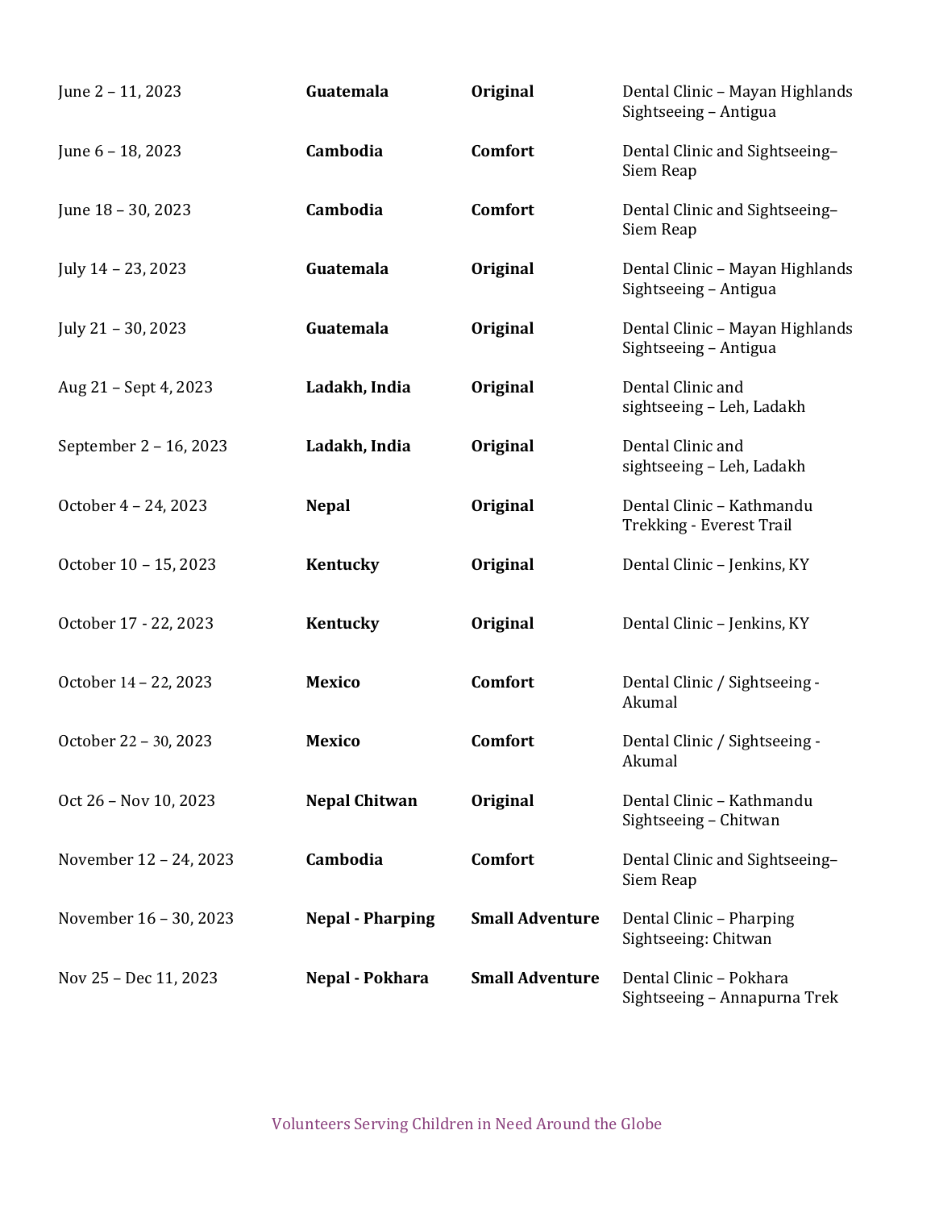| | | | |
|---|---|---|---|
| June 2 – 11, 2023 | **Guatemala** | **Original** | Dental Clinic – Mayan Highlands<br>Sightseeing – Antigua |
| June 6 – 18, 2023 | **Cambodia** | **Comfort** | Dental Clinic and Sightseeing–<br>Siem Reap |
| June 18 – 30, 2023 | **Cambodia** | **Comfort** | Dental Clinic and Sightseeing–<br>Siem Reap |
| July 14 – 23, 2023 | **Guatemala** | **Original** | Dental Clinic – Mayan Highlands<br>Sightseeing – Antigua |
| July 21 – 30, 2023 | **Guatemala** | **Original** | Dental Clinic – Mayan Highlands<br>Sightseeing – Antigua |
| Aug 21 – Sept 4, 2023 | **Ladakh, India** | **Original** | Dental Clinic and<br>sightseeing – Leh, Ladakh |
| September 2 – 16, 2023 | **Ladakh, India** | **Original** | Dental Clinic and<br>sightseeing – Leh, Ladakh |
| October 4 – 24, 2023 | **Nepal** | **Original** | Dental Clinic – Kathmandu<br>Trekking - Everest Trail |
| October 10 – 15, 2023 | **Kentucky** | **Original** | Dental Clinic – Jenkins, KY |
| October 17 - 22, 2023 | **Kentucky** | **Original** | Dental Clinic – Jenkins, KY |
| October 14 – 22, 2023 | **Mexico** | **Comfort** | Dental Clinic / Sightseeing -<br>Akumal |
| October 22 – 30, 2023 | **Mexico** | **Comfort** | Dental Clinic / Sightseeing -<br>Akumal |
| Oct 26 – Nov 10, 2023 | **Nepal Chitwan** | **Original** | Dental Clinic – Kathmandu<br>Sightseeing – Chitwan |
| November 12 – 24, 2023 | **Cambodia** | **Comfort** | Dental Clinic and Sightseeing–<br>Siem Reap |
| November 16 – 30, 2023 | **Nepal - Pharping** | **Small Adventure** | Dental Clinic – Pharping<br>Sightseeing: Chitwan |
| Nov 25 – Dec 11, 2023 | **Nepal - Pokhara** | **Small Adventure** | Dental Clinic – Pokhara<br>Sightseeing – Annapurna Trek |